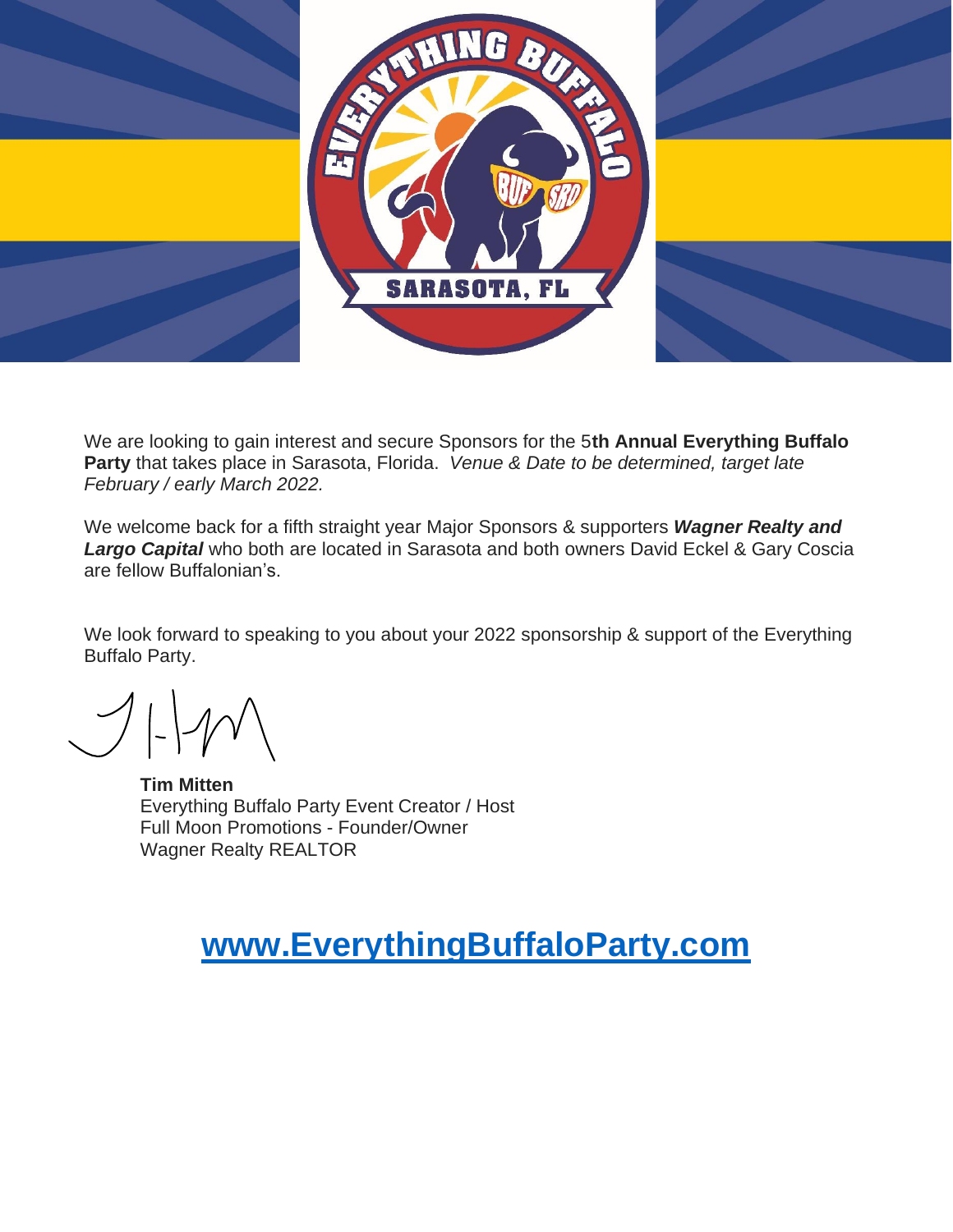We are looking to gain interest and secure Sponsors for the 5**th Annual Everything Buffalo Party** that takes place in Sarasota, Florida. *Venue & Date to be determined, target late February / early March 2022.*

We welcome back for a fifth straight year Major Sponsors & supporters ***Wagner Realty and Largo Capital*** who both are located in Sarasota and both owners David Eckel & Gary Coscia are fellow Buffalonian's.

We look forward to speaking to you about your 2022 sponsorship & support of the Everything Buffalo Party.

**Tim Mitten**
Everything Buffalo Party Event Creator / Host
Full Moon Promotions - Founder/Owner
Wagner Realty REALTOR

## [www.EverythingBuffaloParty.com](http://www.EverythingBuffaloParty.com)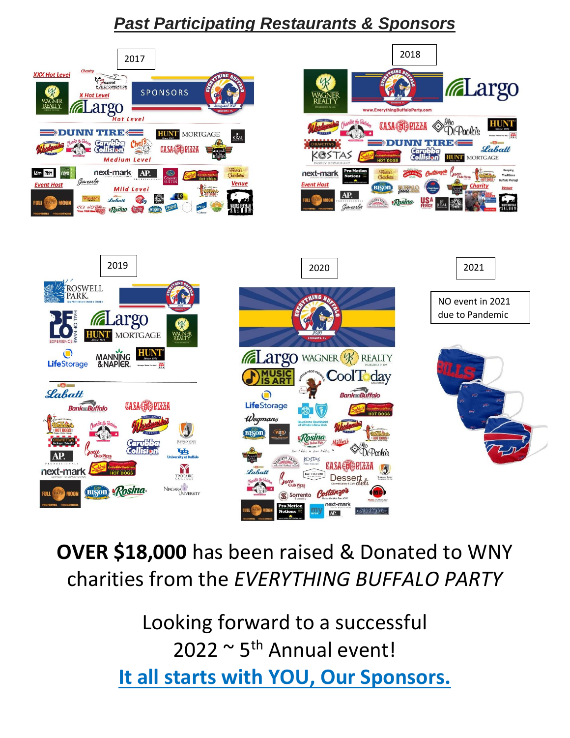# *Past Participating Restaurants & Sponsors*

2017

2018

2019

2020

2021

NO event in 2021 due to Pandemic

**OVER $18,000** has been raised & Donated to WNY charities from the *EVERYTHING BUFFALO PARTY*

Looking forward to a successful 2022 ~ 5th Annual event!

**It all starts with YOU, Our Sponsors.**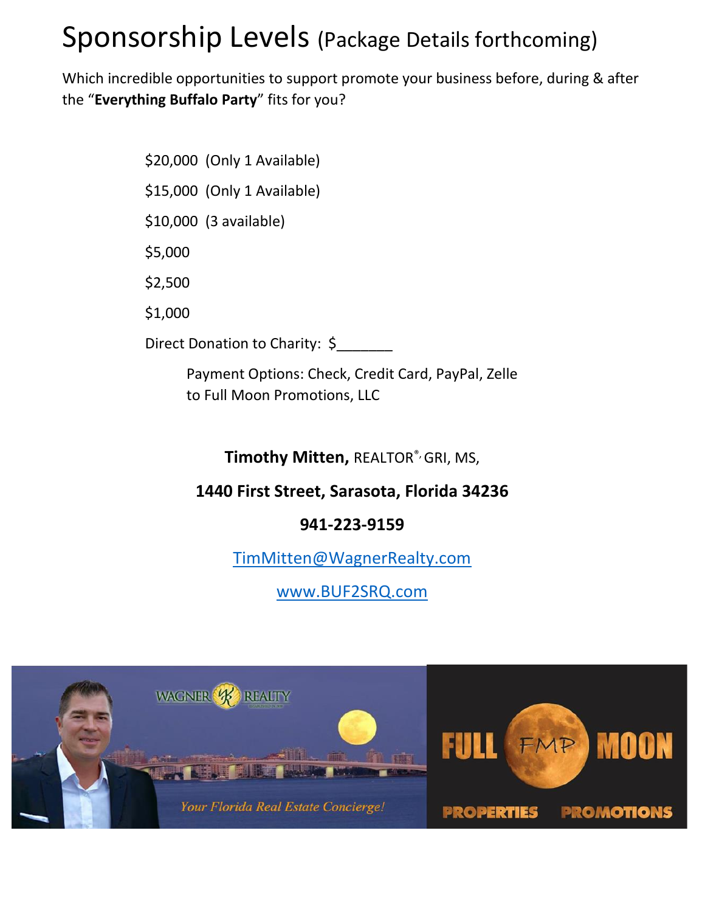# Sponsorship Levels (Package Details forthcoming)

Which incredible opportunities to support promote your business before, during & after the "**Everything Buffalo Party**" fits for you?

$20,000 (Only 1 Available)

$15,000 (Only 1 Available)

$10,000 (3 available)

$5,000

$2,500

$1,000

Direct Donation to Charity: $_______

Payment Options: Check, Credit Card, PayPal, Zelle
to Full Moon Promotions, LLC

**Timothy Mitten,** REALTOR®, GRI, MS,

**1440 First Street, Sarasota, Florida 34236**

**941-223-9159**

TimMitten@WagnerRealty.com

www.BUF2SRQ.com

WAGNER REALTY

*Your Florida Real Estate Concierge!*

FULL FMP MOON

PROPERTIES PROMOTIONS